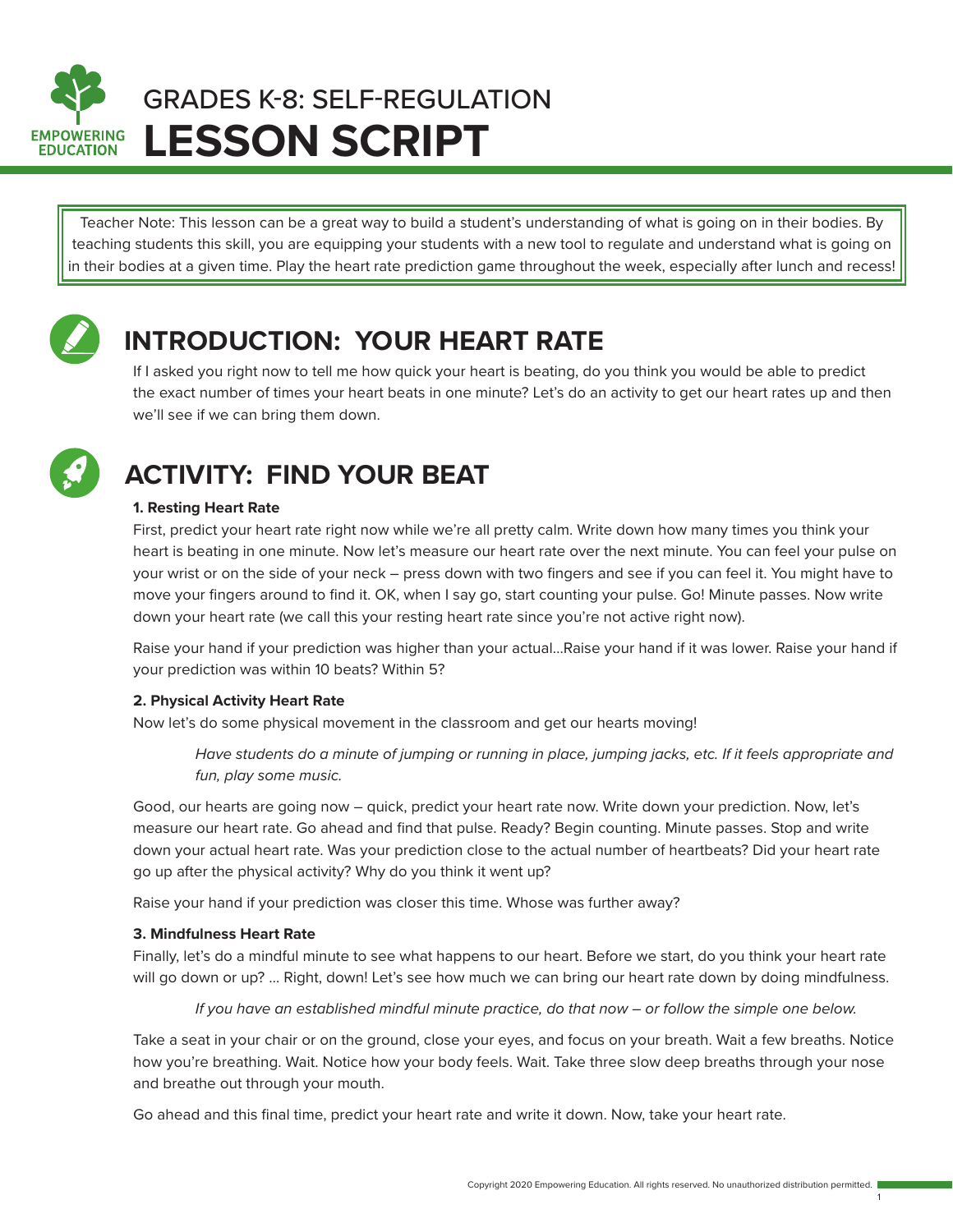GRADES K-8: SELF-REGULATION

# LESSON SCRIPT

Teacher Note: This lesson can be a great way to build a student's understanding of what is going on in their bodies. By teaching students this skill, you are equipping your students with a new tool to regulate and understand what is going on in their bodies at a given time. Play the heart rate prediction game throughout the week, especially after lunch and recess!

## INTRODUCTION: YOUR HEART RATE

If I asked you right now to tell me how quick your heart is beating, do you think you would be able to predict the exact number of times your heart beats in one minute? Let's do an activity to get our heart rates up and then we'll see if we can bring them down.

## ACTIVITY: FIND YOUR BEAT

**1. Resting Heart Rate**

First, predict your heart rate right now while we're all pretty calm. Write down how many times you think your heart is beating in one minute. Now let's measure our heart rate over the next minute. You can feel your pulse on your wrist or on the side of your neck – press down with two fingers and see if you can feel it. You might have to move your fingers around to find it. OK, when I say go, start counting your pulse. Go! Minute passes. Now write down your heart rate (we call this your resting heart rate since you're not active right now).

Raise your hand if your prediction was higher than your actual...Raise your hand if it was lower. Raise your hand if your prediction was within 10 beats? Within 5?

**2. Physical Activity Heart Rate**

Now let's do some physical movement in the classroom and get our hearts moving!

> *Have students do a minute of jumping or running in place, jumping jacks, etc. If it feels appropriate and fun, play some music.*

Good, our hearts are going now – quick, predict your heart rate now. Write down your prediction. Now, let's measure our heart rate. Go ahead and find that pulse. Ready? Begin counting. Minute passes. Stop and write down your actual heart rate. Was your prediction close to the actual number of heartbeats? Did your heart rate go up after the physical activity? Why do you think it went up?

Raise your hand if your prediction was closer this time. Whose was further away?

**3. Mindfulness Heart Rate**

Finally, let's do a mindful minute to see what happens to our heart. Before we start, do you think your heart rate will go down or up? ... Right, down! Let's see how much we can bring our heart rate down by doing mindfulness.

> *If you have an established mindful minute practice, do that now – or follow the simple one below.*

Take a seat in your chair or on the ground, close your eyes, and focus on your breath. Wait a few breaths. Notice how you're breathing. Wait. Notice how your body feels. Wait. Take three slow deep breaths through your nose and breathe out through your mouth.

Go ahead and this final time, predict your heart rate and write it down. Now, take your heart rate.

Copyright 2020 Empowering Education. All rights reserved. No unauthorized distribution permitted.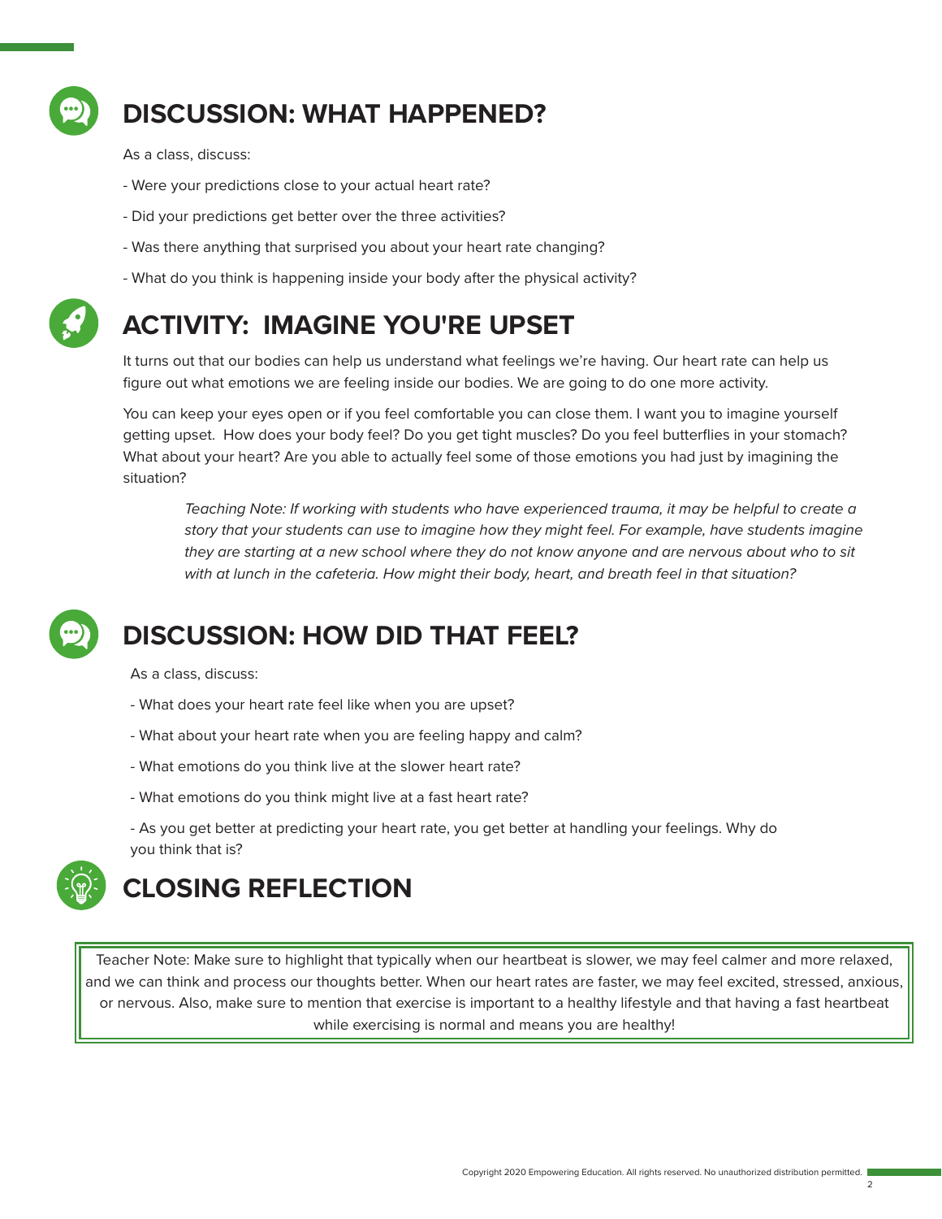## DISCUSSION: WHAT HAPPENED?

As a class, discuss:

- Were your predictions close to your actual heart rate?

- Did your predictions get better over the three activities?

- Was there anything that surprised you about your heart rate changing?

- What do you think is happening inside your body after the physical activity?

## ACTIVITY: IMAGINE YOU'RE UPSET

It turns out that our bodies can help us understand what feelings we're having. Our heart rate can help us figure out what emotions we are feeling inside our bodies. We are going to do one more activity.

You can keep your eyes open or if you feel comfortable you can close them. I want you to imagine yourself getting upset. How does your body feel? Do you get tight muscles? Do you feel butterflies in your stomach? What about your heart? Are you able to actually feel some of those emotions you had just by imagining the situation?

> *Teaching Note: If working with students who have experienced trauma, it may be helpful to create a story that your students can use to imagine how they might feel. For example, have students imagine they are starting at a new school where they do not know anyone and are nervous about who to sit with at lunch in the cafeteria. How might their body, heart, and breath feel in that situation?*

## DISCUSSION: HOW DID THAT FEEL?

As a class, discuss:

- What does your heart rate feel like when you are upset?

- What about your heart rate when you are feeling happy and calm?

- What emotions do you think live at the slower heart rate?

- What emotions do you think might live at a fast heart rate?

- As you get better at predicting your heart rate, you get better at handling your feelings. Why do you think that is?

## CLOSING REFLECTION

Teacher Note: Make sure to highlight that typically when our heartbeat is slower, we may feel calmer and more relaxed, and we can think and process our thoughts better. When our heart rates are faster, we may feel excited, stressed, anxious, or nervous. Also, make sure to mention that exercise is important to a healthy lifestyle and that having a fast heartbeat while exercising is normal and means you are healthy!

Copyright 2020 Empowering Education. All rights reserved. No unauthorized distribution permitted.